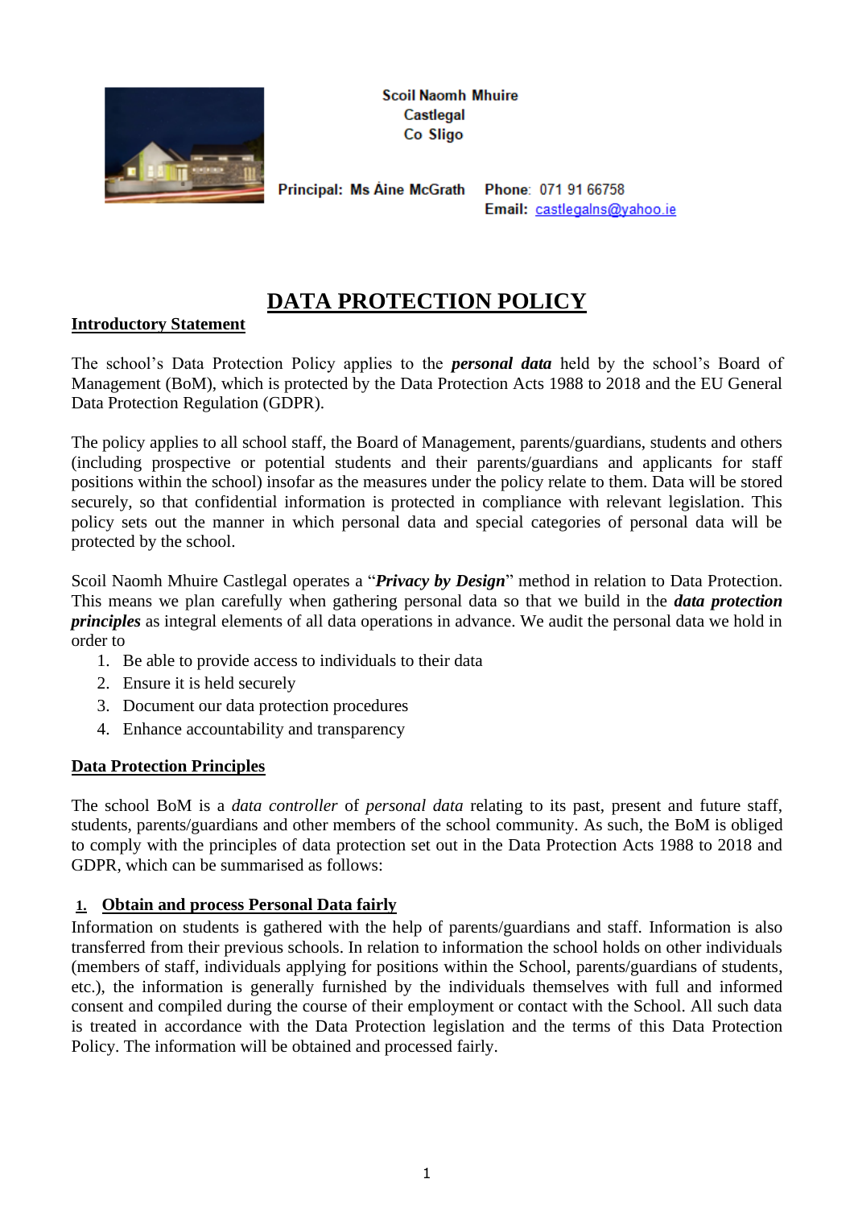Scoil Naomh Mhuire
Castlegal
Co Sligo

**Principal: Ms Áine McGrath** **Phone**: 071 91 66758
**Email:** castlegalns@yahoo.ie

# DATA PROTECTION POLICY

## Introductory Statement

The school's Data Protection Policy applies to the ***personal data*** held by the school's Board of Management (BoM), which is protected by the Data Protection Acts 1988 to 2018 and the EU General Data Protection Regulation (GDPR).

The policy applies to all school staff, the Board of Management, parents/guardians, students and others (including prospective or potential students and their parents/guardians and applicants for staff positions within the school) insofar as the measures under the policy relate to them. Data will be stored securely, so that confidential information is protected in compliance with relevant legislation. This policy sets out the manner in which personal data and special categories of personal data will be protected by the school.

Scoil Naomh Mhuire Castlegal operates a "***Privacy by Design***" method in relation to Data Protection. This means we plan carefully when gathering personal data so that we build in the ***data protection principles*** as integral elements of all data operations in advance. We audit the personal data we hold in order to

1. Be able to provide access to individuals to their data
2. Ensure it is held securely
3. Document our data protection procedures
4. Enhance accountability and transparency

## Data Protection Principles

The school BoM is a *data controller* of *personal data* relating to its past, present and future staff, students, parents/guardians and other members of the school community. As such, the BoM is obliged to comply with the principles of data protection set out in the Data Protection Acts 1988 to 2018 and GDPR, which can be summarised as follows:

### 1. Obtain and process Personal Data fairly

Information on students is gathered with the help of parents/guardians and staff. Information is also transferred from their previous schools. In relation to information the school holds on other individuals (members of staff, individuals applying for positions within the School, parents/guardians of students, etc.), the information is generally furnished by the individuals themselves with full and informed consent and compiled during the course of their employment or contact with the School. All such data is treated in accordance with the Data Protection legislation and the terms of this Data Protection Policy. The information will be obtained and processed fairly.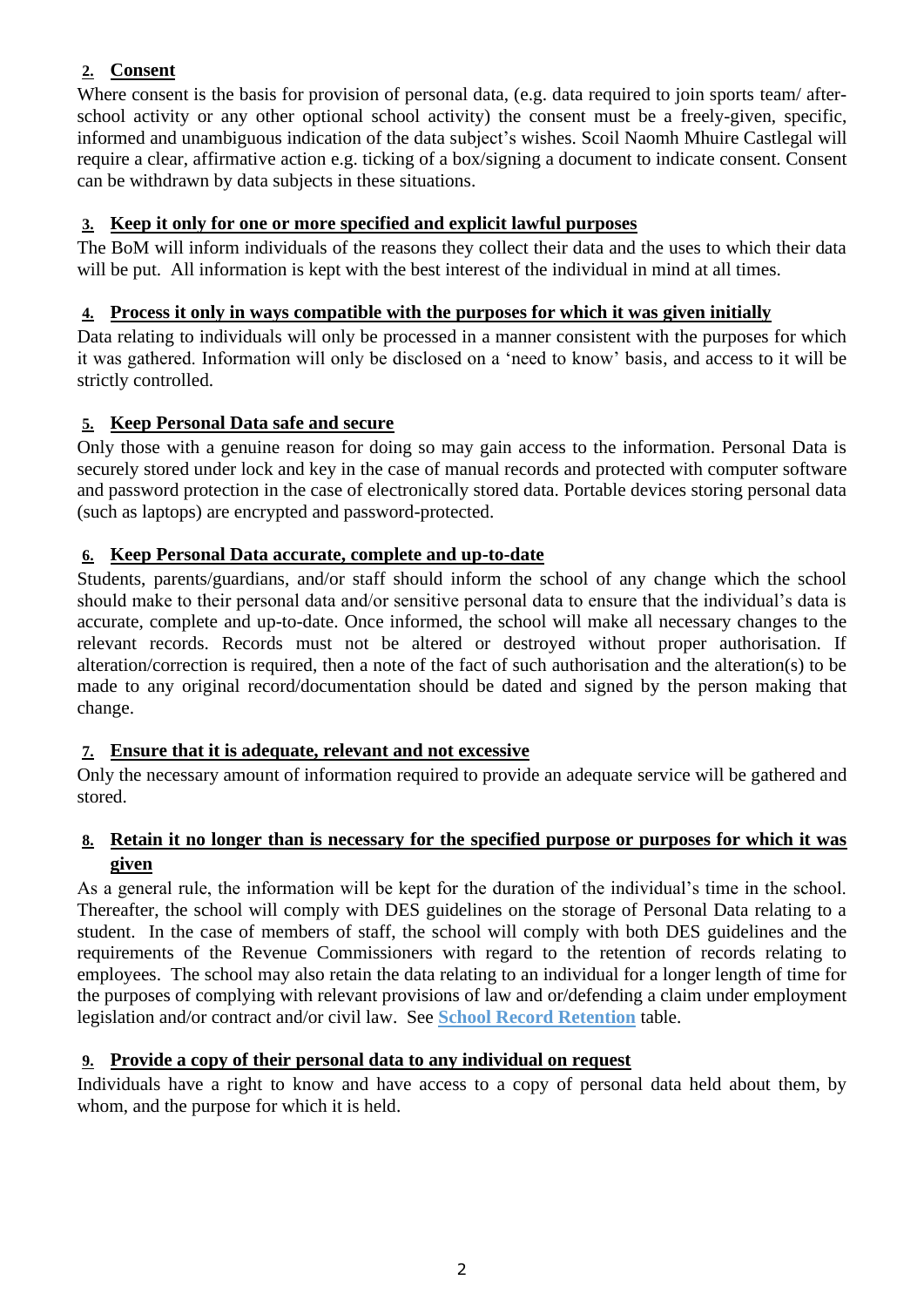## 2. Consent

Where consent is the basis for provision of personal data, (e.g. data required to join sports team/ after-school activity or any other optional school activity) the consent must be a freely-given, specific, informed and unambiguous indication of the data subject's wishes. Scoil Naomh Mhuire Castlegal will require a clear, affirmative action e.g. ticking of a box/signing a document to indicate consent. Consent can be withdrawn by data subjects in these situations.

## 3. Keep it only for one or more specified and explicit lawful purposes

The BoM will inform individuals of the reasons they collect their data and the uses to which their data will be put. All information is kept with the best interest of the individual in mind at all times.

## 4. Process it only in ways compatible with the purposes for which it was given initially

Data relating to individuals will only be processed in a manner consistent with the purposes for which it was gathered. Information will only be disclosed on a 'need to know' basis, and access to it will be strictly controlled.

## 5. Keep Personal Data safe and secure

Only those with a genuine reason for doing so may gain access to the information. Personal Data is securely stored under lock and key in the case of manual records and protected with computer software and password protection in the case of electronically stored data. Portable devices storing personal data (such as laptops) are encrypted and password-protected.

## 6. Keep Personal Data accurate, complete and up-to-date

Students, parents/guardians, and/or staff should inform the school of any change which the school should make to their personal data and/or sensitive personal data to ensure that the individual's data is accurate, complete and up-to-date. Once informed, the school will make all necessary changes to the relevant records. Records must not be altered or destroyed without proper authorisation. If alteration/correction is required, then a note of the fact of such authorisation and the alteration(s) to be made to any original record/documentation should be dated and signed by the person making that change.

## 7. Ensure that it is adequate, relevant and not excessive

Only the necessary amount of information required to provide an adequate service will be gathered and stored.

## 8. Retain it no longer than is necessary for the specified purpose or purposes for which it was given

As a general rule, the information will be kept for the duration of the individual's time in the school. Thereafter, the school will comply with DES guidelines on the storage of Personal Data relating to a student. In the case of members of staff, the school will comply with both DES guidelines and the requirements of the Revenue Commissioners with regard to the retention of records relating to employees. The school may also retain the data relating to an individual for a longer length of time for the purposes of complying with relevant provisions of law and or/defending a claim under employment legislation and/or contract and/or civil law. See **School Record Retention** table.

## 9. Provide a copy of their personal data to any individual on request

Individuals have a right to know and have access to a copy of personal data held about them, by whom, and the purpose for which it is held.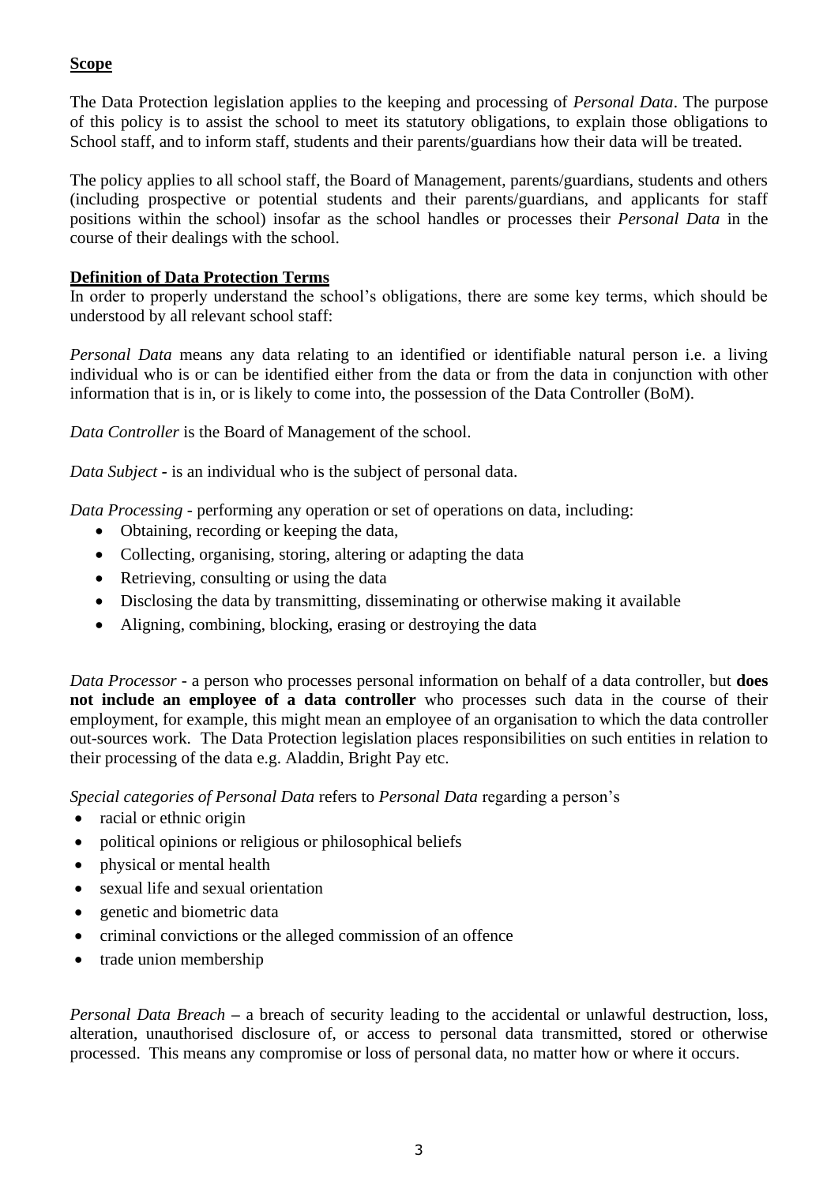**Scope**

The Data Protection legislation applies to the keeping and processing of *Personal Data*. The purpose of this policy is to assist the school to meet its statutory obligations, to explain those obligations to School staff, and to inform staff, students and their parents/guardians how their data will be treated.

The policy applies to all school staff, the Board of Management, parents/guardians, students and others (including prospective or potential students and their parents/guardians, and applicants for staff positions within the school) insofar as the school handles or processes their *Personal Data* in the course of their dealings with the school.

**Definition of Data Protection Terms**

In order to properly understand the school's obligations, there are some key terms, which should be understood by all relevant school staff:

*Personal Data* means any data relating to an identified or identifiable natural person i.e. a living individual who is or can be identified either from the data or from the data in conjunction with other information that is in, or is likely to come into, the possession of the Data Controller (BoM).

*Data Controller* is the Board of Management of the school.

*Data Subject* - is an individual who is the subject of personal data.

*Data Processing* - performing any operation or set of operations on data, including:

- Obtaining, recording or keeping the data,
- Collecting, organising, storing, altering or adapting the data
- Retrieving, consulting or using the data
- Disclosing the data by transmitting, disseminating or otherwise making it available
- Aligning, combining, blocking, erasing or destroying the data

*Data Processor* - a person who processes personal information on behalf of a data controller, but **does not include an employee of a data controller** who processes such data in the course of their employment, for example, this might mean an employee of an organisation to which the data controller out-sources work. The Data Protection legislation places responsibilities on such entities in relation to their processing of the data e.g. Aladdin, Bright Pay etc.

*Special categories of Personal Data* refers to *Personal Data* regarding a person's

- racial or ethnic origin
- political opinions or religious or philosophical beliefs
- physical or mental health
- sexual life and sexual orientation
- genetic and biometric data
- criminal convictions or the alleged commission of an offence
- trade union membership

*Personal Data Breach* – a breach of security leading to the accidental or unlawful destruction, loss, alteration, unauthorised disclosure of, or access to personal data transmitted, stored or otherwise processed. This means any compromise or loss of personal data, no matter how or where it occurs.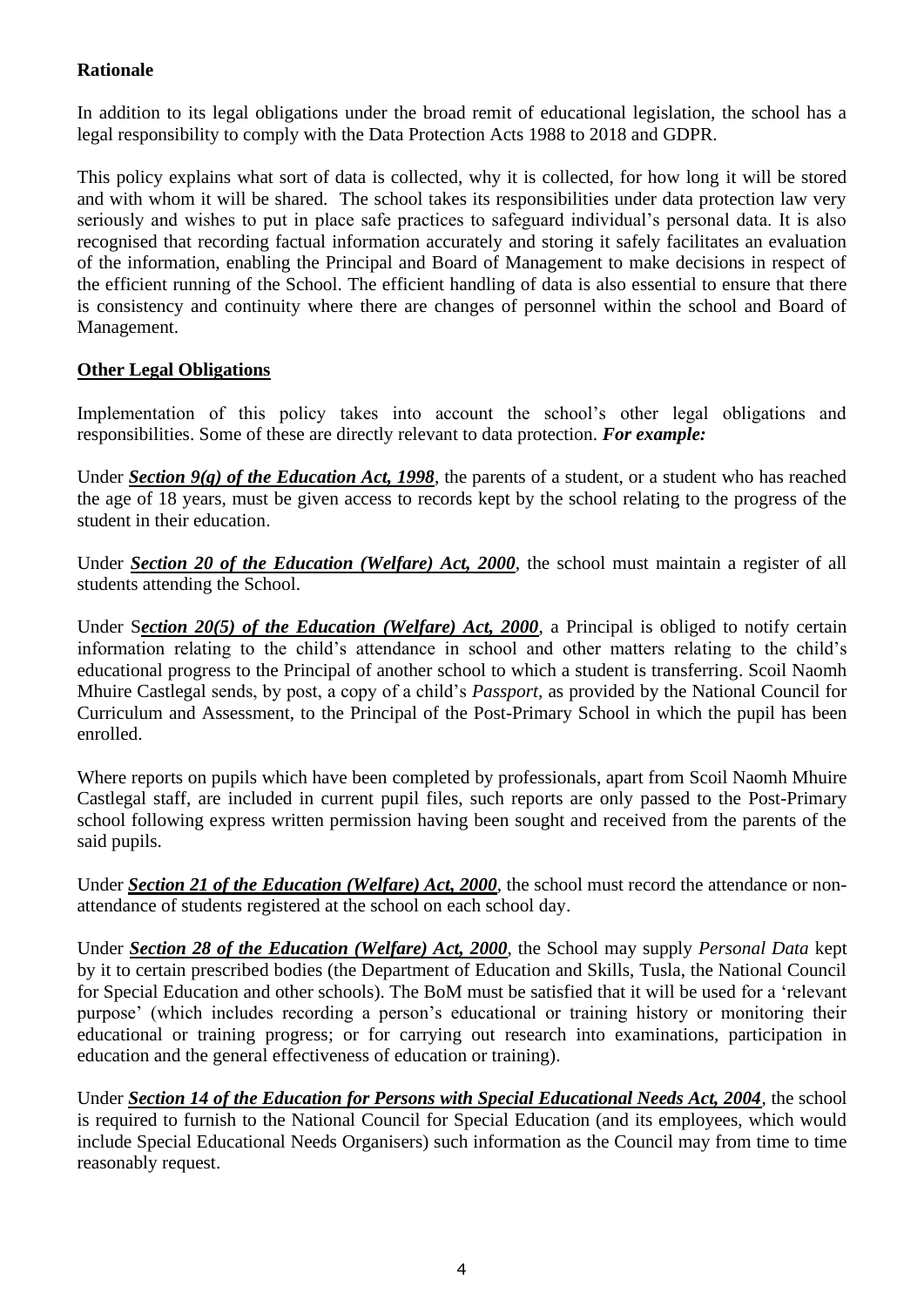**Rationale**

In addition to its legal obligations under the broad remit of educational legislation, the school has a legal responsibility to comply with the Data Protection Acts 1988 to 2018 and GDPR.

This policy explains what sort of data is collected, why it is collected, for how long it will be stored and with whom it will be shared. The school takes its responsibilities under data protection law very seriously and wishes to put in place safe practices to safeguard individual's personal data. It is also recognised that recording factual information accurately and storing it safely facilitates an evaluation of the information, enabling the Principal and Board of Management to make decisions in respect of the efficient running of the School. The efficient handling of data is also essential to ensure that there is consistency and continuity where there are changes of personnel within the school and Board of Management.

**Other Legal Obligations**

Implementation of this policy takes into account the school's other legal obligations and responsibilities. Some of these are directly relevant to data protection. ***For example:***

Under ***Section 9(g) of the Education Act, 1998***, the parents of a student, or a student who has reached the age of 18 years, must be given access to records kept by the school relating to the progress of the student in their education.

Under ***Section 20 of the Education (Welfare) Act, 2000***, the school must maintain a register of all students attending the School.

Under S***ection 20(5) of the Education (Welfare) Act, 2000***, a Principal is obliged to notify certain information relating to the child's attendance in school and other matters relating to the child's educational progress to the Principal of another school to which a student is transferring. Scoil Naomh Mhuire Castlegal sends, by post, a copy of a child's *Passport,* as provided by the National Council for Curriculum and Assessment, to the Principal of the Post-Primary School in which the pupil has been enrolled.

Where reports on pupils which have been completed by professionals, apart from Scoil Naomh Mhuire Castlegal staff, are included in current pupil files, such reports are only passed to the Post-Primary school following express written permission having been sought and received from the parents of the said pupils.

Under ***Section 21 of the Education (Welfare) Act, 2000***, the school must record the attendance or non-attendance of students registered at the school on each school day.

Under ***Section 28 of the Education (Welfare) Act, 2000***, the School may supply *Personal Data* kept by it to certain prescribed bodies (the Department of Education and Skills, Tusla, the National Council for Special Education and other schools). The BoM must be satisfied that it will be used for a 'relevant purpose' (which includes recording a person's educational or training history or monitoring their educational or training progress; or for carrying out research into examinations, participation in education and the general effectiveness of education or training).

Under ***Section 14 of the Education for Persons with Special Educational Needs Act, 2004***, the school is required to furnish to the National Council for Special Education (and its employees, which would include Special Educational Needs Organisers) such information as the Council may from time to time reasonably request.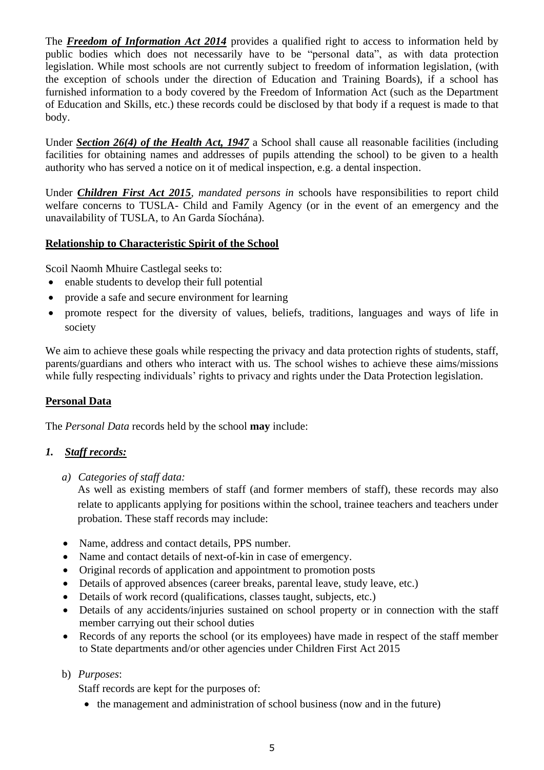The ***Freedom of Information Act 2014*** provides a qualified right to access to information held by public bodies which does not necessarily have to be "personal data", as with data protection legislation. While most schools are not currently subject to freedom of information legislation, (with the exception of schools under the direction of Education and Training Boards), if a school has furnished information to a body covered by the Freedom of Information Act (such as the Department of Education and Skills, etc.) these records could be disclosed by that body if a request is made to that body.

Under ***Section 26(4) of the Health Act, 1947*** a School shall cause all reasonable facilities (including facilities for obtaining names and addresses of pupils attending the school) to be given to a health authority who has served a notice on it of medical inspection, e.g. a dental inspection.

Under ***Children First Act 2015****, mandated persons in* schools have responsibilities to report child welfare concerns to TUSLA- Child and Family Agency (or in the event of an emergency and the unavailability of TUSLA, to An Garda Síochána).

**Relationship to Characteristic Spirit of the School**

Scoil Naomh Mhuire Castlegal seeks to:

- enable students to develop their full potential
- provide a safe and secure environment for learning
- promote respect for the diversity of values, beliefs, traditions, languages and ways of life in society

We aim to achieve these goals while respecting the privacy and data protection rights of students, staff, parents/guardians and others who interact with us. The school wishes to achieve these aims/missions while fully respecting individuals' rights to privacy and rights under the Data Protection legislation.

**Personal Data**

The *Personal Data* records held by the school **may** include:

1. ***Staff records:***

   a) *Categories of staff data:*
   As well as existing members of staff (and former members of staff), these records may also relate to applicants applying for positions within the school, trainee teachers and teachers under probation. These staff records may include:

   - Name, address and contact details, PPS number.
   - Name and contact details of next-of-kin in case of emergency.
   - Original records of application and appointment to promotion posts
   - Details of approved absences (career breaks, parental leave, study leave, etc.)
   - Details of work record (qualifications, classes taught, subjects, etc.)
   - Details of any accidents/injuries sustained on school property or in connection with the staff member carrying out their school duties
   - Records of any reports the school (or its employees) have made in respect of the staff member to State departments and/or other agencies under Children First Act 2015

   b) *Purposes*:
   Staff records are kept for the purposes of:

   - the management and administration of school business (now and in the future)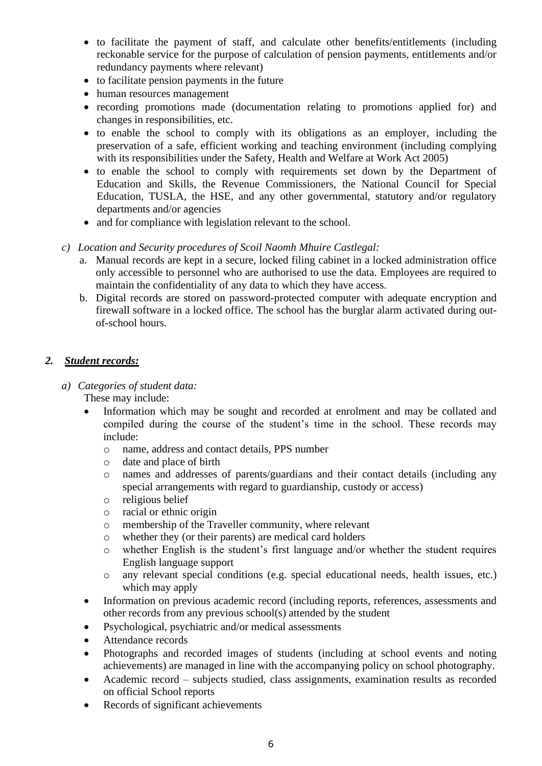- to facilitate the payment of staff, and calculate other benefits/entitlements (including reckonable service for the purpose of calculation of pension payments, entitlements and/or redundancy payments where relevant)
- to facilitate pension payments in the future
- human resources management
- recording promotions made (documentation relating to promotions applied for) and changes in responsibilities, etc.
- to enable the school to comply with its obligations as an employer, including the preservation of a safe, efficient working and teaching environment (including complying with its responsibilities under the Safety, Health and Welfare at Work Act 2005)
- to enable the school to comply with requirements set down by the Department of Education and Skills, the Revenue Commissioners, the National Council for Special Education, TUSLA, the HSE, and any other governmental, statutory and/or regulatory departments and/or agencies
- and for compliance with legislation relevant to the school.

c) *Location and Security procedures of Scoil Naomh Mhuire Castlegal:*

   a. Manual records are kept in a secure, locked filing cabinet in a locked administration office only accessible to personnel who are authorised to use the data. Employees are required to maintain the confidentiality of any data to which they have access.

   b. Digital records are stored on password-protected computer with adequate encryption and firewall software in a locked office. The school has the burglar alarm activated during out-of-school hours.

## *2. Student records:*

a) *Categories of student data:*

These may include:

- Information which may be sought and recorded at enrolment and may be collated and compiled during the course of the student's time in the school. These records may include:
  - name, address and contact details, PPS number
  - date and place of birth
  - names and addresses of parents/guardians and their contact details (including any special arrangements with regard to guardianship, custody or access)
  - religious belief
  - racial or ethnic origin
  - membership of the Traveller community, where relevant
  - whether they (or their parents) are medical card holders
  - whether English is the student's first language and/or whether the student requires English language support
  - any relevant special conditions (e.g. special educational needs, health issues, etc.) which may apply
- Information on previous academic record (including reports, references, assessments and other records from any previous school(s) attended by the student
- Psychological, psychiatric and/or medical assessments
- Attendance records
- Photographs and recorded images of students (including at school events and noting achievements) are managed in line with the accompanying policy on school photography.
- Academic record – subjects studied, class assignments, examination results as recorded on official School reports
- Records of significant achievements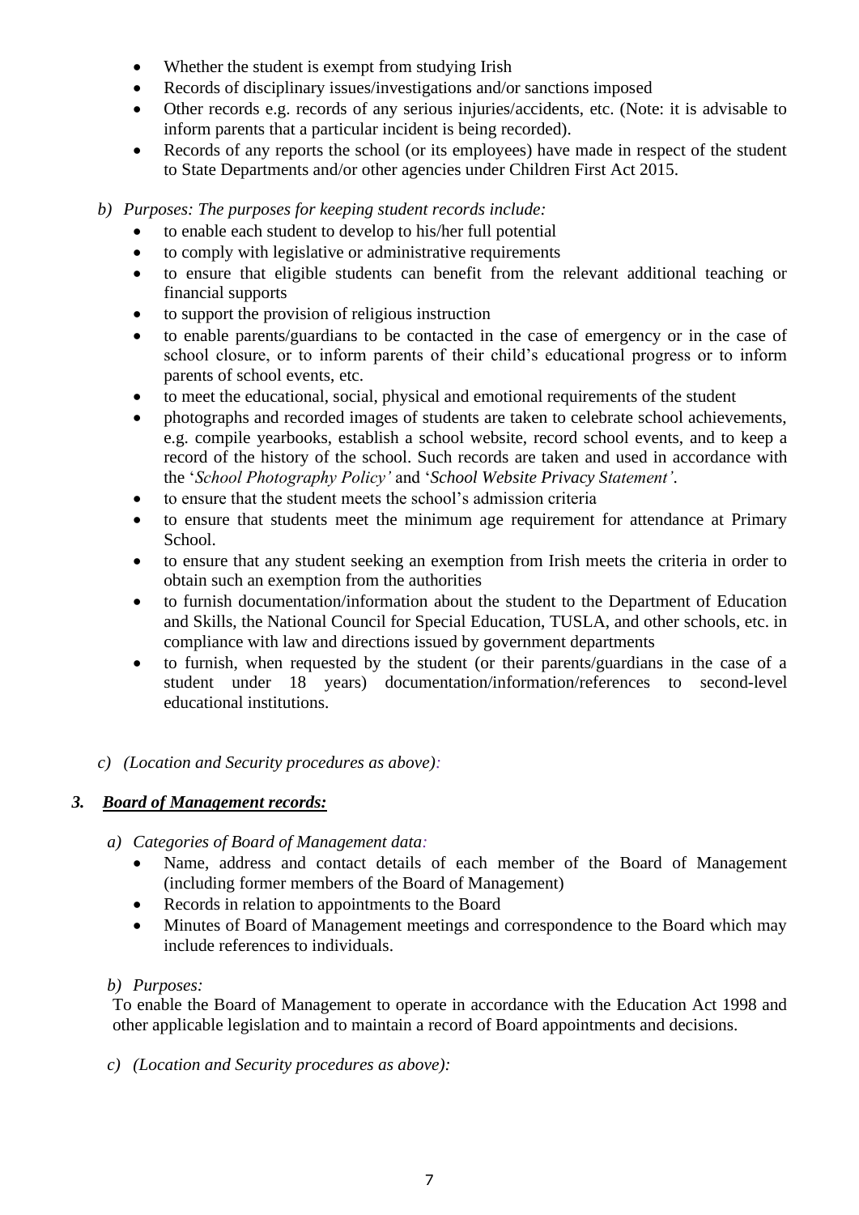- Whether the student is exempt from studying Irish
- Records of disciplinary issues/investigations and/or sanctions imposed
- Other records e.g. records of any serious injuries/accidents, etc. (Note: it is advisable to inform parents that a particular incident is being recorded).
- Records of any reports the school (or its employees) have made in respect of the student to State Departments and/or other agencies under Children First Act 2015.

b) *Purposes: The purposes for keeping student records include:*

- to enable each student to develop to his/her full potential
- to comply with legislative or administrative requirements
- to ensure that eligible students can benefit from the relevant additional teaching or financial supports
- to support the provision of religious instruction
- to enable parents/guardians to be contacted in the case of emergency or in the case of school closure, or to inform parents of their child's educational progress or to inform parents of school events, etc.
- to meet the educational, social, physical and emotional requirements of the student
- photographs and recorded images of students are taken to celebrate school achievements, e.g. compile yearbooks, establish a school website, record school events, and to keep a record of the history of the school. Such records are taken and used in accordance with the '*School Photography Policy'* and '*School Website Privacy Statement'*.
- to ensure that the student meets the school's admission criteria
- to ensure that students meet the minimum age requirement for attendance at Primary School.
- to ensure that any student seeking an exemption from Irish meets the criteria in order to obtain such an exemption from the authorities
- to furnish documentation/information about the student to the Department of Education and Skills, the National Council for Special Education, TUSLA, and other schools, etc. in compliance with law and directions issued by government departments
- to furnish, when requested by the student (or their parents/guardians in the case of a student under 18 years) documentation/information/references to second-level educational institutions.

c) *(Location and Security procedures as above):*

### 3. ***Board of Management records:***

a) *Categories of Board of Management data:*

- Name, address and contact details of each member of the Board of Management (including former members of the Board of Management)
- Records in relation to appointments to the Board
- Minutes of Board of Management meetings and correspondence to the Board which may include references to individuals.

b) *Purposes:*

To enable the Board of Management to operate in accordance with the Education Act 1998 and other applicable legislation and to maintain a record of Board appointments and decisions.

c) *(Location and Security procedures as above):*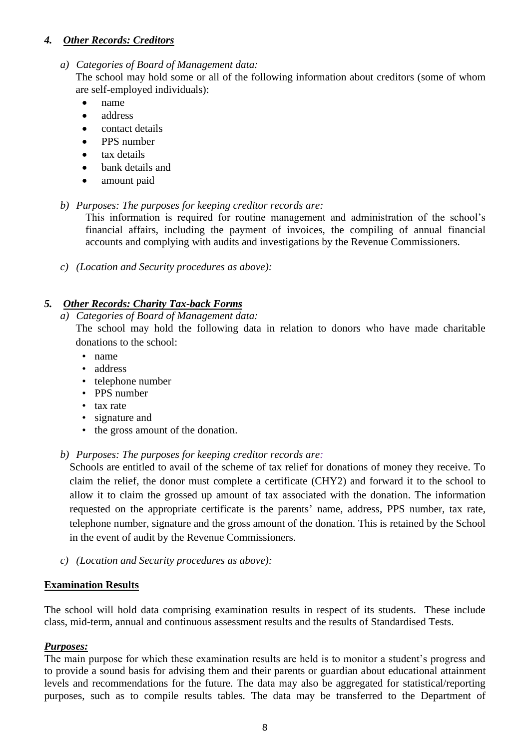### 4. ***Other Records: Creditors***

a) *Categories of Board of Management data:*
The school may hold some or all of the following information about creditors (some of whom are self-employed individuals):

- name
- address
- contact details
- PPS number
- tax details
- bank details and
- amount paid

b) *Purposes: The purposes for keeping creditor records are:*
This information is required for routine management and administration of the school's financial affairs, including the payment of invoices, the compiling of annual financial accounts and complying with audits and investigations by the Revenue Commissioners.

c) *(Location and Security procedures as above):*

### 5. ***Other Records: Charity Tax-back Forms***

a) *Categories of Board of Management data:*
The school may hold the following data in relation to donors who have made charitable donations to the school:

- name
- address
- telephone number
- PPS number
- tax rate
- signature and
- the gross amount of the donation.

b) *Purposes: The purposes for keeping creditor records are:*
Schools are entitled to avail of the scheme of tax relief for donations of money they receive. To claim the relief, the donor must complete a certificate (CHY2) and forward it to the school to allow it to claim the grossed up amount of tax associated with the donation. The information requested on the appropriate certificate is the parents' name, address, PPS number, tax rate, telephone number, signature and the gross amount of the donation. This is retained by the School in the event of audit by the Revenue Commissioners.

c) *(Location and Security procedures as above):*

**Examination Results**

The school will hold data comprising examination results in respect of its students. These include class, mid-term, annual and continuous assessment results and the results of Standardised Tests.

***Purposes:***
The main purpose for which these examination results are held is to monitor a student's progress and to provide a sound basis for advising them and their parents or guardian about educational attainment levels and recommendations for the future. The data may also be aggregated for statistical/reporting purposes, such as to compile results tables. The data may be transferred to the Department of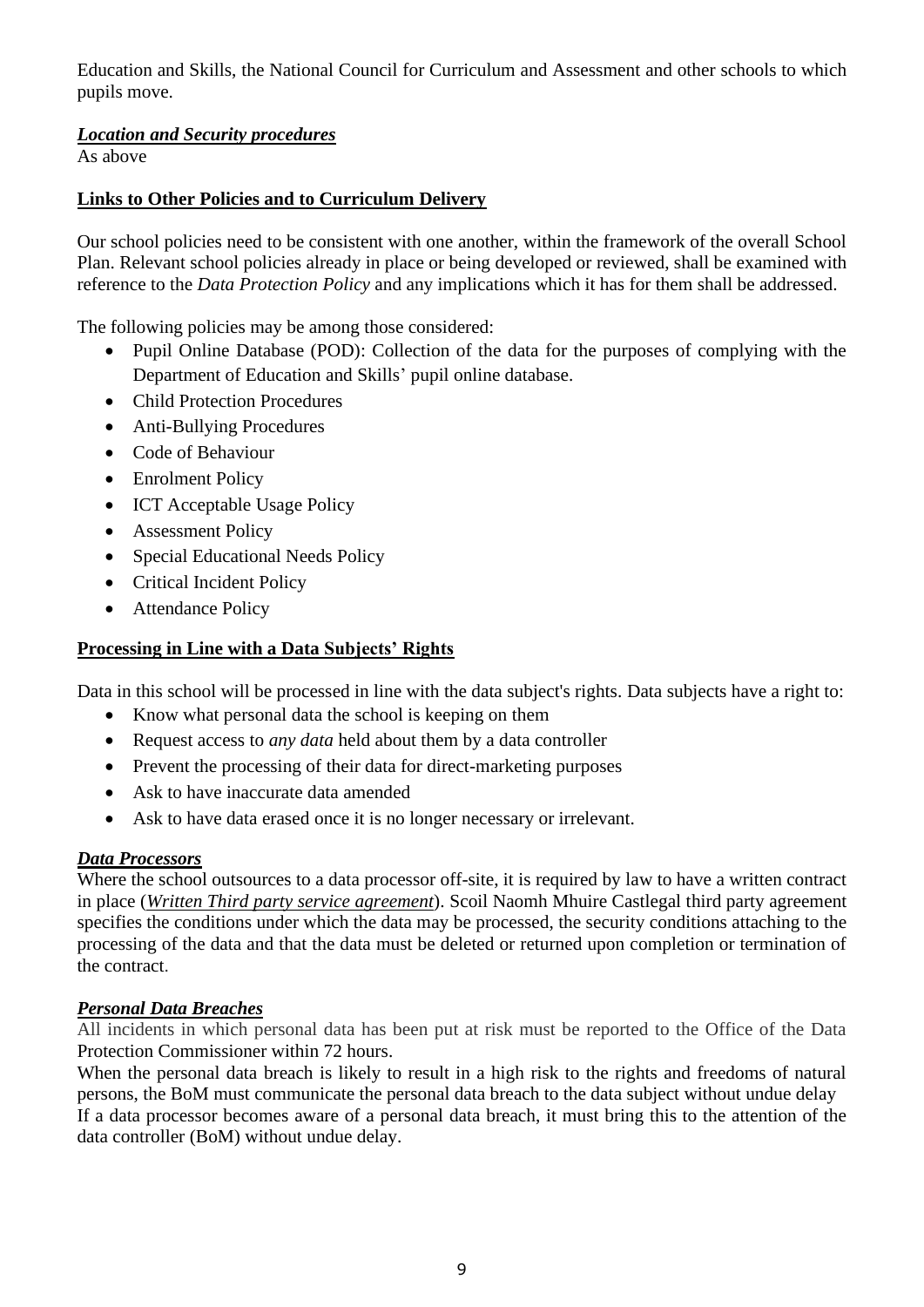Education and Skills, the National Council for Curriculum and Assessment and other schools to which pupils move.

***Location and Security procedures***
As above

**Links to Other Policies and to Curriculum Delivery**

Our school policies need to be consistent with one another, within the framework of the overall School Plan. Relevant school policies already in place or being developed or reviewed, shall be examined with reference to the *Data Protection Policy* and any implications which it has for them shall be addressed.

The following policies may be among those considered:

- Pupil Online Database (POD): Collection of the data for the purposes of complying with the Department of Education and Skills' pupil online database.
- Child Protection Procedures
- Anti-Bullying Procedures
- Code of Behaviour
- Enrolment Policy
- ICT Acceptable Usage Policy
- Assessment Policy
- Special Educational Needs Policy
- Critical Incident Policy
- Attendance Policy

**Processing in Line with a Data Subjects' Rights**

Data in this school will be processed in line with the data subject's rights. Data subjects have a right to:

- Know what personal data the school is keeping on them
- Request access to *any data* held about them by a data controller
- Prevent the processing of their data for direct-marketing purposes
- Ask to have inaccurate data amended
- Ask to have data erased once it is no longer necessary or irrelevant.

***Data Processors***
Where the school outsources to a data processor off-site, it is required by law to have a written contract in place (*Written Third party service agreement*). Scoil Naomh Mhuire Castlegal third party agreement specifies the conditions under which the data may be processed, the security conditions attaching to the processing of the data and that the data must be deleted or returned upon completion or termination of the contract.

***Personal Data Breaches***
All incidents in which personal data has been put at risk must be reported to the Office of the Data Protection Commissioner within 72 hours.
When the personal data breach is likely to result in a high risk to the rights and freedoms of natural persons, the BoM must communicate the personal data breach to the data subject without undue delay
If a data processor becomes aware of a personal data breach, it must bring this to the attention of the data controller (BoM) without undue delay.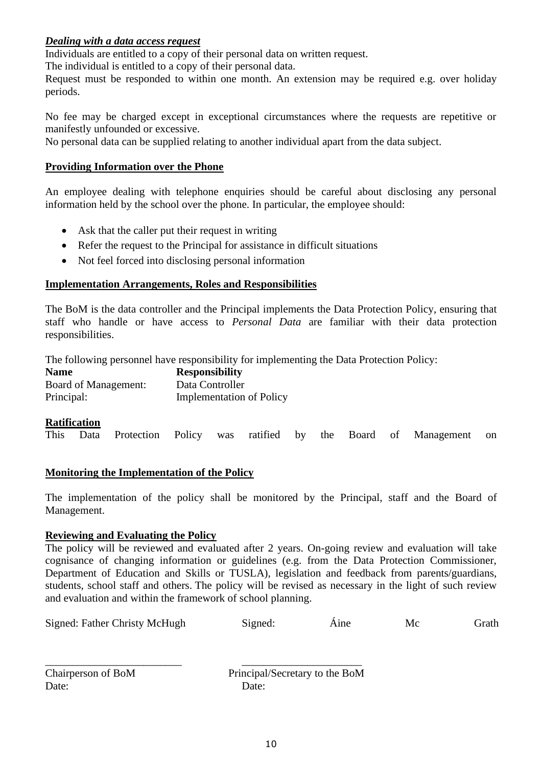***Dealing with a data access request***

Individuals are entitled to a copy of their personal data on written request.

The individual is entitled to a copy of their personal data.

Request must be responded to within one month. An extension may be required e.g. over holiday periods.

No fee may be charged except in exceptional circumstances where the requests are repetitive or manifestly unfounded or excessive.

No personal data can be supplied relating to another individual apart from the data subject.

**Providing Information over the Phone**

An employee dealing with telephone enquiries should be careful about disclosing any personal information held by the school over the phone. In particular, the employee should:

- Ask that the caller put their request in writing
- Refer the request to the Principal for assistance in difficult situations
- Not feel forced into disclosing personal information

**Implementation Arrangements, Roles and Responsibilities**

The BoM is the data controller and the Principal implements the Data Protection Policy, ensuring that staff who handle or have access to *Personal Data* are familiar with their data protection responsibilities.

The following personnel have responsibility for implementing the Data Protection Policy:

| **Name** | **Responsibility** |
|---|---|
| Board of Management: | Data Controller |
| Principal: | Implementation of Policy |

**Ratification**

This Data Protection Policy was ratified by the Board of Management on

**Monitoring the Implementation of the Policy**

The implementation of the policy shall be monitored by the Principal, staff and the Board of Management.

**Reviewing and Evaluating the Policy**

The policy will be reviewed and evaluated after 2 years. On-going review and evaluation will take cognisance of changing information or guidelines (e.g. from the Data Protection Commissioner, Department of Education and Skills or TUSLA), legislation and feedback from parents/guardians, students, school staff and others. The policy will be revised as necessary in the light of such review and evaluation and within the framework of school planning.

Signed: Father Christy McHugh    Signed: Áine Mc Grath

\_\_\_\_\_\_\_\_\_\_\_\_\_\_\_\_\_\_\_\_\_\_\_\_\_    \_\_\_\_\_\_\_\_\_\_\_\_\_\_\_\_\_\_\_\_\_\_

Chairperson of BoM    Principal/Secretary to the BoM

Date:    Date: